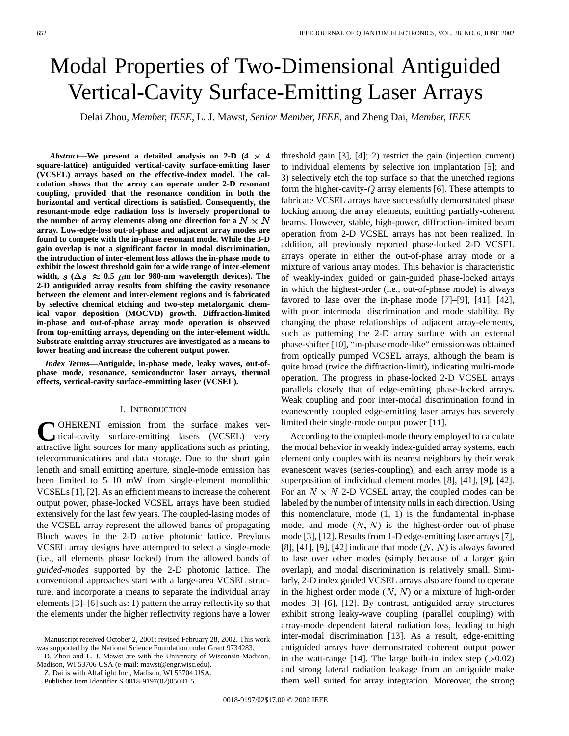# Modal Properties of Two-Dimensional Antiguided Vertical-Cavity Surface-Emitting Laser Arrays

Delai Zhou, *Member, IEEE*, L. J. Mawst, *Senior Member, IEEE*, and Zheng Dai, *Member, IEEE*

***Abstract*—We present a detailed analysis on 2-D (4 × 4 square-lattice) antiguided vertical-cavity surface-emitting laser (VCSEL) arrays based on the effective-index model. The calculation shows that the array can operate under 2-D resonant coupling, provided that the resonance condition in both the horizontal and vertical directions is satisfied. Consequently, the resonant-mode edge radiation loss is inversely proportional to the number of array elements along one direction for a $N \times N$ array. Low-edge-loss out-of-phase and adjacent array modes are found to compete with the in-phase resonant mode. While the 3-D gain overlap is not a significant factor in modal discrimination, the introduction of inter-element loss allows the in-phase mode to exhibit the lowest threshold gain for a wide range of inter-element width, $s$ ($\Delta s \approx 0.5$ μm for 980-nm wavelength devices). The 2-D antiguided array results from shifting the cavity resonance between the element and inter-element regions and is fabricated by selective chemical etching and two-step metalorganic chemical vapor deposition (MOCVD) growth. Diffraction-limited in-phase and out-of-phase array mode operation is observed from top-emitting arrays, depending on the inter-element width. Substrate-emitting array structures are investigated as a means to lower heating and increase the coherent output power.**

***Index Terms*—Antiguide, in-phase mode, leaky waves, out-of-phase mode, resonance, semiconductor laser arrays, thermal effects, vertical-cavity surface-emmitting laser (VCSEL).**

## I. Introduction

Coherent emission from the surface makes vertical-cavity surface-emitting lasers (VCSEL) very attractive light sources for many applications such as printing, telecommunications and data storage. Due to the short gain length and small emitting aperture, single-mode emission has been limited to 5–10 mW from single-element monolithic VCSELs [1], [2]. As an efficient means to increase the coherent output power, phase-locked VCSEL arrays have been studied extensively for the last few years. The coupled-lasing modes of the VCSEL array represent the allowed bands of propagating Bloch waves in the 2-D active photonic lattice. Previous VCSEL array designs have attempted to select a single-mode (i.e., all elements phase locked) from the allowed bands of *guided-modes* supported by the 2-D photonic lattice. The conventional approaches start with a large-area VCSEL structure, and incorporate a means to separate the individual array elements [3]–[6] such as: 1) pattern the array reflectivity so that the elements under the higher reflectivity regions have a lower threshold gain [3], [4]; 2) restrict the gain (injection current) to individual elements by selective ion implantation [5]; and 3) selectively etch the top surface so that the unetched regions form the higher-cavity-$Q$ array elements [6]. These attempts to fabricate VCSEL arrays have successfully demonstrated phase locking among the array elements, emitting partially-coherent beams. However, stable, high-power, diffraction-limited beam operation from 2-D VCSEL arrays has not been realized. In addition, all previously reported phase-locked 2-D VCSEL arrays operate in either the out-of-phase array mode or a mixture of various array modes. This behavior is characteristic of weakly-index guided or gain-guided phase-locked arrays in which the highest-order (i.e., out-of-phase mode) is always favored to lase over the in-phase mode [7]–[9], [41], [42], with poor intermodal discrimination and mode stability. By changing the phase relationships of adjacent array-elements, such as patterning the 2-D array surface with an external phase-shifter [10], "in-phase mode-like" emission was obtained from optically pumped VCSEL arrays, although the beam is quite broad (twice the diffraction-limit), indicating multi-mode operation. The progress in phase-locked 2-D VCSEL arrays parallels closely that of edge-emitting phase-locked arrays. Weak coupling and poor inter-modal discrimination found in evanescently coupled edge-emitting laser arrays has severely limited their single-mode output power [11].

According to the coupled-mode theory employed to calculate the modal behavior in weakly index-guided array systems, each element only couples with its nearest neighbors by their weak evanescent waves (series-coupling), and each array mode is a superposition of individual element modes [8], [41], [9], [42]. For an $N \times N$ 2-D VCSEL array, the coupled modes can be labeled by the number of intensity nulls in each direction. Using this nomenclature, mode (1, 1) is the fundamental in-phase mode, and mode ($N$, $N$) is the highest-order out-of-phase mode [3], [12]. Results from 1-D edge-emitting laser arrays [7], [8], [41], [9], [42] indicate that mode ($N$, $N$) is always favored to lase over other modes (simply because of a larger gain overlap), and modal discrimination is relatively small. Similarly, 2-D index guided VCSEL arrays also are found to operate in the highest order mode ($N$, $N$) or a mixture of high-order modes [3]–[6], [12]. By contrast, antiguided array structures exhibit strong leaky-wave coupling (parallel coupling) with array-mode dependent lateral radiation loss, leading to high inter-modal discrimination [13]. As a result, edge-emitting antiguided arrays have demonstrated coherent output power in the watt-range [14]. The large built-in index step (>0.02) and strong lateral radiation leakage from an antiguide make them well suited for array integration. Moreover, the strong

Manuscript received October 2, 2001; revised February 28, 2002. This work was supported by the National Science Foundation under Grant 9734283.

D. Zhou and L. J. Mawst are with the University of Wisconsin-Madison, Madison, WI 53706 USA (e-mail: mawst@engr.wisc.edu).

Z. Dai is with AlfaLight Inc., Madison, WI 53704 USA.

Publisher Item Identifier S 0018-9197(02)05031-5.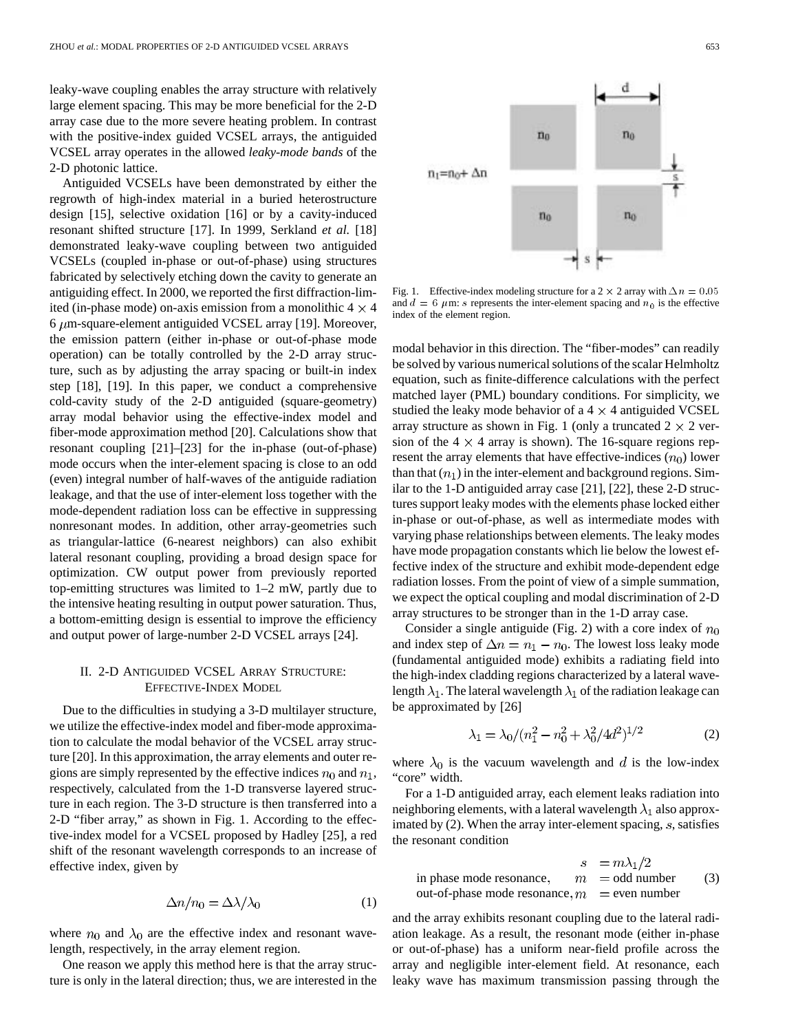leaky-wave coupling enables the array structure with relatively large element spacing. This may be more beneficial for the 2-D array case due to the more severe heating problem. In contrast with the positive-index guided VCSEL arrays, the antiguided VCSEL array operates in the allowed *leaky-mode bands* of the 2-D photonic lattice.

Antiguided VCSELs have been demonstrated by either the regrowth of high-index material in a buried heterostructure design [15], selective oxidation [16] or by a cavity-induced resonant shifted structure [17]. In 1999, Serkland *et al.* [18] demonstrated leaky-wave coupling between two antiguided VCSELs (coupled in-phase or out-of-phase) using structures fabricated by selectively etching down the cavity to generate an antiguiding effect. In 2000, we reported the first diffraction-limited (in-phase mode) on-axis emission from a monolithic $4 \times 4$ 6 $\mu$m-square-element antiguided VCSEL array [19]. Moreover, the emission pattern (either in-phase or out-of-phase mode operation) can be totally controlled by the 2-D array structure, such as by adjusting the array spacing or built-in index step [18], [19]. In this paper, we conduct a comprehensive cold-cavity study of the 2-D antiguided (square-geometry) array modal behavior using the effective-index model and fiber-mode approximation method [20]. Calculations show that resonant coupling [21]–[23] for the in-phase (out-of-phase) mode occurs when the inter-element spacing is close to an odd (even) integral number of half-waves of the antiguide radiation leakage, and that the use of inter-element loss together with the mode-dependent radiation loss can be effective in suppressing nonresonant modes. In addition, other array-geometries such as triangular-lattice (6-nearest neighbors) can also exhibit lateral resonant coupling, providing a broad design space for optimization. CW output power from previously reported top-emitting structures was limited to 1–2 mW, partly due to the intensive heating resulting in output power saturation. Thus, a bottom-emitting design is essential to improve the efficiency and output power of large-number 2-D VCSEL arrays [24].

## II. 2-D Antiguided VCSEL Array Structure: Effective-Index Model

Due to the difficulties in studying a 3-D multilayer structure, we utilize the effective-index model and fiber-mode approximation to calculate the modal behavior of the VCSEL array structure [20]. In this approximation, the array elements and outer regions are simply represented by the effective indices $n_0$ and $n_1$, respectively, calculated from the 1-D transverse layered structure in each region. The 3-D structure is then transferred into a 2-D "fiber array," as shown in Fig. 1. According to the effective-index model for a VCSEL proposed by Hadley [25], a red shift of the resonant wavelength corresponds to an increase of effective index, given by

$$\Delta n / n_0 = \Delta \lambda / \lambda_0 \tag{1}$$

where $n_0$ and $\lambda_0$ are the effective index and resonant wavelength, respectively, in the array element region.

One reason we apply this method here is that the array structure is only in the lateral direction; thus, we are interested in the modal behavior in this direction. The "fiber-modes" can readily be solved by various numerical solutions of the scalar Helmholtz equation, such as finite-difference calculations with the perfect matched layer (PML) boundary conditions. For simplicity, we studied the leaky mode behavior of a $4 \times 4$ antiguided VCSEL array structure as shown in Fig. 1 (only a truncated $2 \times 2$ version of the $4 \times 4$ array is shown). The 16-square regions represent the array elements that have effective-indices ($n_0$) lower than that ($n_1$) in the inter-element and background regions. Similar to the 1-D antiguided array case [21], [22], these 2-D structures support leaky modes with the elements phase locked either in-phase or out-of-phase, as well as intermediate modes with varying phase relationships between elements. The leaky modes have mode propagation constants which lie below the lowest effective index of the structure and exhibit mode-dependent edge radiation losses. From the point of view of a simple summation, we expect the optical coupling and modal discrimination of 2-D array structures to be stronger than in the 1-D array case.

Fig. 1. Effective-index modeling structure for a $2 \times 2$ array with $\Delta n = 0.05$ and $d = 6$ $\mu$m: $s$ represents the inter-element spacing and $n_0$ is the effective index of the element region.

Consider a single antiguide (Fig. 2) with a core index of $n_0$ and index step of $\Delta n = n_1 - n_0$. The lowest loss leaky mode (fundamental antiguided mode) exhibits a radiating field into the high-index cladding regions characterized by a lateral wavelength $\lambda_1$. The lateral wavelength $\lambda_1$ of the radiation leakage can be approximated by [26]

$$\lambda_1 = \lambda_0 / (n_1^2 - n_0^2 + \lambda_0^2 / 4d^2)^{1/2} \tag{2}$$

where $\lambda_0$ is the vacuum wavelength and $d$ is the low-index "core" width.

For a 1-D antiguided array, each element leaks radiation into neighboring elements, with a lateral wavelength $\lambda_1$ also approximated by (2). When the array inter-element spacing, $s$, satisfies the resonant condition

$$\begin{aligned} s &= m\lambda_1/2 \\ \text{in phase mode resonance,} \quad m &= \text{odd number} \\ \text{out-of-phase mode resonance,} \quad m &= \text{even number} \end{aligned} \tag{3}$$

and the array exhibits resonant coupling due to the lateral radiation leakage. As a result, the resonant mode (either in-phase or out-of-phase) has a uniform near-field profile across the array and negligible inter-element field. At resonance, each leaky wave has maximum transmission passing through the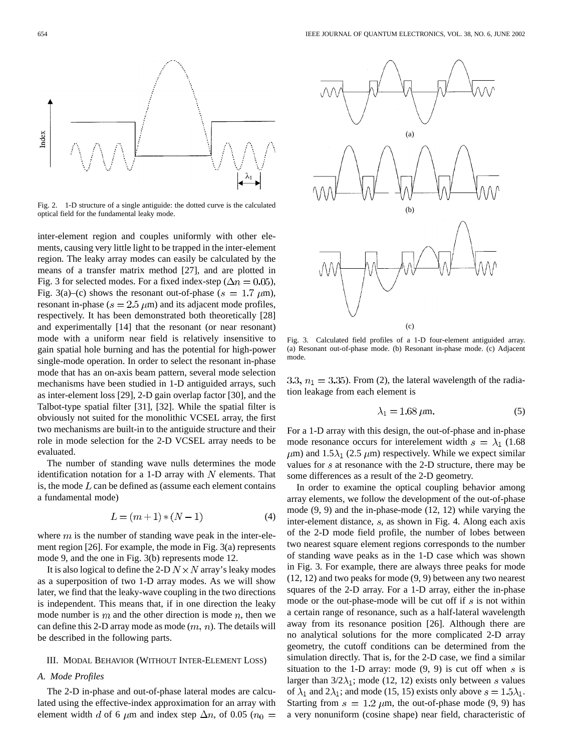Fig. 2. 1-D structure of a single antiguide: the dotted curve is the calculated optical field for the fundamental leaky mode.

inter-element region and couples uniformly with other elements, causing very little light to be trapped in the inter-element region. The leaky array modes can easily be calculated by the means of a transfer matrix method [27], and are plotted in Fig. 3 for selected modes. For a fixed index-step ($\Delta n = 0.05$), Fig. 3(a)–(c) shows the resonant out-of-phase ($s = 1.7$ $\mu$m), resonant in-phase ($s = 2.5$ $\mu$m) and its adjacent mode profiles, respectively. It has been demonstrated both theoretically [28] and experimentally [14] that the resonant (or near resonant) mode with a uniform near field is relatively insensitive to gain spatial hole burning and has the potential for high-power single-mode operation. In order to select the resonant in-phase mode that has an on-axis beam pattern, several mode selection mechanisms have been studied in 1-D antiguided arrays, such as inter-element loss [29], 2-D gain overlap factor [30], and the Talbot-type spatial filter [31], [32]. While the spatial filter is obviously not suited for the monolithic VCSEL array, the first two mechanisms are built-in to the antiguide structure and their role in mode selection for the 2-D VCSEL array needs to be evaluated.

The number of standing wave nulls determines the mode identification notation for a 1-D array with $N$ elements. That is, the mode $L$ can be defined as (assume each element contains a fundamental mode)

$$L = (m+1) * (N-1) \tag{4}$$

where $m$ is the number of standing wave peak in the inter-element region [26]. For example, the mode in Fig. 3(a) represents mode 9, and the one in Fig. 3(b) represents mode 12.

It is also logical to define the 2-D $N \times N$ array's leaky modes as a superposition of two 1-D array modes. As we will show later, we find that the leaky-wave coupling in the two directions is independent. This means that, if in one direction the leaky mode number is $m$ and the other direction is mode $n$, then we can define this 2-D array mode as mode ($m$, $n$). The details will be described in the following parts.

## III. Modal Behavior (Without Inter-Element Loss)

### A. Mode Profiles

The 2-D in-phase and out-of-phase lateral modes are calculated using the effective-index approximation for an array with element width $d$ of 6 $\mu$m and index step $\Delta n$, of 0.05 ($n_0 = 3.3$, $n_1 = 3.35$). From (2), the lateral wavelength of the radiation leakage from each element is

$$\lambda_1 = 1.68\ \mu\text{m}. \tag{5}$$

Fig. 3. Calculated field profiles of a 1-D four-element antiguided array. (a) Resonant out-of-phase mode. (b) Resonant in-phase mode. (c) Adjacent mode.

For a 1-D array with this design, the out-of-phase and in-phase mode resonance occurs for interelement width $s = \lambda_1$ (1.68 $\mu$m) and $1.5\lambda_1$ (2.5 $\mu$m) respectively. While we expect similar values for $s$ at resonance with the 2-D structure, there may be some differences as a result of the 2-D geometry.

In order to examine the optical coupling behavior among array elements, we follow the development of the out-of-phase mode (9, 9) and the in-phase-mode (12, 12) while varying the inter-element distance, $s$, as shown in Fig. 4. Along each axis of the 2-D mode field profile, the number of lobes between two nearest square element regions corresponds to the number of standing wave peaks as in the 1-D case which was shown in Fig. 3. For example, there are always three peaks for mode (12, 12) and two peaks for mode (9, 9) between any two nearest squares of the 2-D array. For a 1-D array, either the in-phase mode or the out-phase-mode will be cut off if $s$ is not within a certain range of resonance, such as a half-lateral wavelength away from its resonance position [26]. Although there are no analytical solutions for the more complicated 2-D array geometry, the cutoff conditions can be determined from the simulation directly. That is, for the 2-D case, we find a similar situation to the 1-D array: mode (9, 9) is cut off when $s$ is larger than $3/2\lambda_1$; mode (12, 12) exists only between $s$ values of $\lambda_1$ and $2\lambda_1$; and mode (15, 15) exists only above $s = 1.5\lambda_1$. Starting from $s = 1.2$ $\mu$m, the out-of-phase mode (9, 9) has a very nonuniform (cosine shape) near field, characteristic of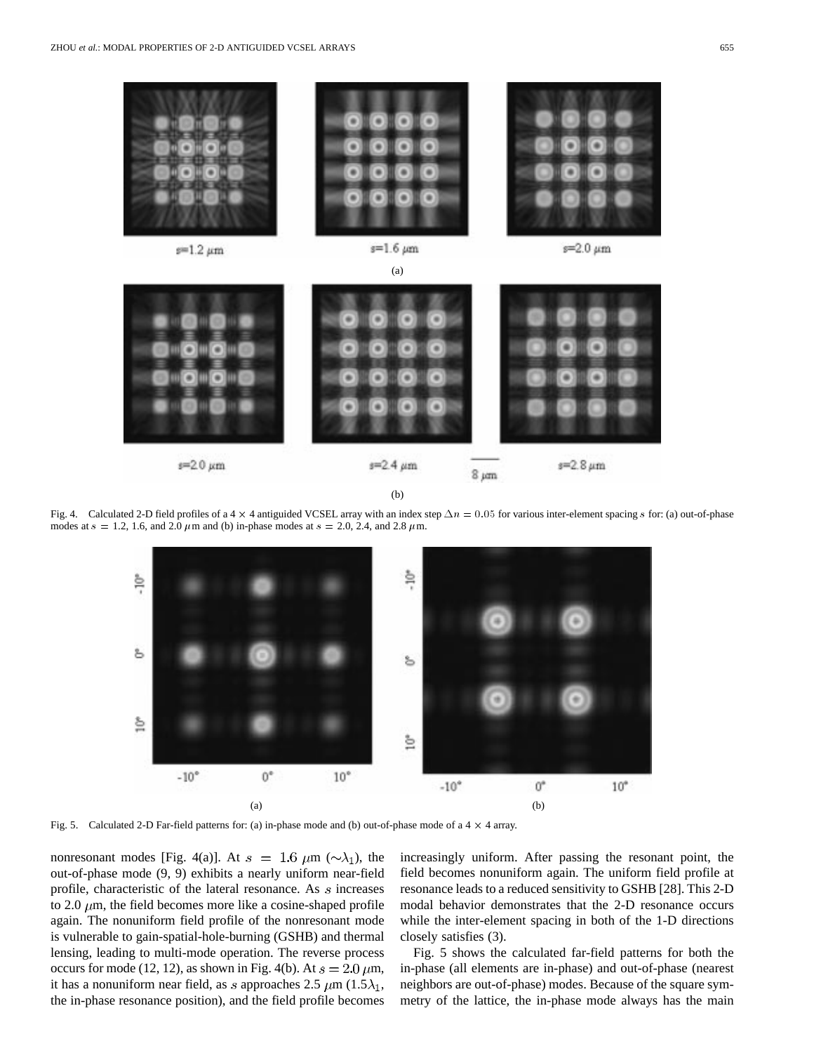Fig. 4. Calculated 2-D field profiles of a 4 × 4 antiguided VCSEL array with an index step $\Delta n = 0.05$ for various inter-element spacing $s$ for: (a) out-of-phase modes at $s$ = 1.2, 1.6, and 2.0 $\mu$m and (b) in-phase modes at $s$ = 2.0, 2.4, and 2.8 $\mu$m.

Fig. 5. Calculated 2-D Far-field patterns for: (a) in-phase mode and (b) out-of-phase mode of a 4 × 4 array.

nonresonant modes [Fig. 4(a)]. At $s = 1.6$ $\mu$m ($\sim\lambda_1$), the out-of-phase mode (9, 9) exhibits a nearly uniform near-field profile, characteristic of the lateral resonance. As $s$ increases to 2.0 $\mu$m, the field becomes more like a cosine-shaped profile again. The nonuniform field profile of the nonresonant mode is vulnerable to gain-spatial-hole-burning (GSHB) and thermal lensing, leading to multi-mode operation. The reverse process occurs for mode (12, 12), as shown in Fig. 4(b). At $s = 2.0$ $\mu$m, it has a nonuniform near field, as $s$ approaches 2.5 $\mu$m (1.5$\lambda_1$, the in-phase resonance position), and the field profile becomes increasingly uniform. After passing the resonant point, the field becomes nonuniform again. The uniform field profile at resonance leads to a reduced sensitivity to GSHB [28]. This 2-D modal behavior demonstrates that the 2-D resonance occurs while the inter-element spacing in both of the 1-D directions closely satisfies (3).

Fig. 5 shows the calculated far-field patterns for both the in-phase (all elements are in-phase) and out-of-phase (nearest neighbors are out-of-phase) modes. Because of the square symmetry of the lattice, the in-phase mode always has the main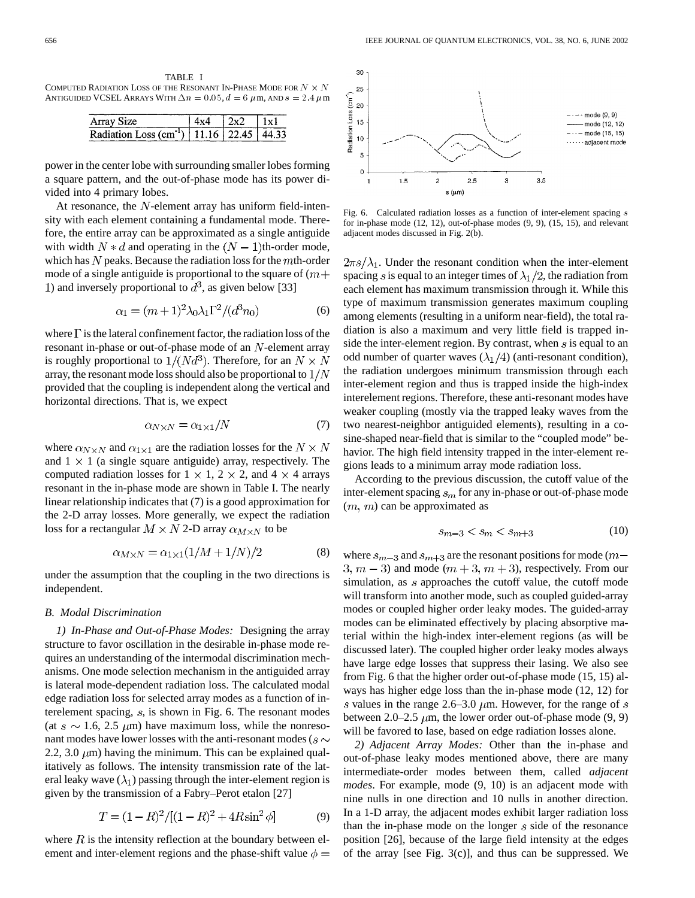TABLE I
COMPUTED RADIATION LOSS OF THE RESONANT IN-PHASE MODE FOR $N \times N$ ANTIGUIDED VCSEL ARRAYS WITH $\Delta n = 0.05$, $d = 6\ \mu$m, AND $s = 2.4\ \mu$m

| Array Size | 4x4 | 2x2 | 1x1 |
| --- | --- | --- | --- |
| Radiation Loss (cm$^{-1}$) | 11.16 | 22.45 | 44.33 |

power in the center lobe with surrounding smaller lobes forming a square pattern, and the out-of-phase mode has its power divided into 4 primary lobes.

At resonance, the $N$-element array has uniform field-intensity with each element containing a fundamental mode. Therefore, the entire array can be approximated as a single antiguide with width $N * d$ and operating in the $(N-1)$th-order mode, which has $N$ peaks. Because the radiation loss for the $m$th-order mode of a single antiguide is proportional to the square of $(m+1)$ and inversely proportional to $d^3$, as given below [33]

$$\alpha_1 = (m+1)^2 \lambda_0 \lambda_1 \Gamma^2 / (d^3 n_0) \tag{6}$$

where $\Gamma$ is the lateral confinement factor, the radiation loss of the resonant in-phase or out-of-phase mode of an $N$-element array is roughly proportional to $1/(Nd^3)$. Therefore, for an $N \times N$ array, the resonant mode loss should also be proportional to $1/N$ provided that the coupling is independent along the vertical and horizontal directions. That is, we expect

$$\alpha_{N\times N} = \alpha_{1\times 1}/N \tag{7}$$

where $\alpha_{N\times N}$ and $\alpha_{1\times 1}$ are the radiation losses for the $N \times N$ and $1 \times 1$ (a single square antiguide) array, respectively. The computed radiation losses for $1 \times 1$, $2 \times 2$, and $4 \times 4$ arrays resonant in the in-phase mode are shown in Table I. The nearly linear relationship indicates that (7) is a good approximation for the 2-D array losses. More generally, we expect the radiation loss for a rectangular $M \times N$ 2-D array $\alpha_{M\times N}$ to be

$$\alpha_{M\times N} = \alpha_{1\times 1}(1/M + 1/N)/2 \tag{8}$$

under the assumption that the coupling in the two directions is independent.

## B. Modal Discrimination

*1) In-Phase and Out-of-Phase Modes:* Designing the array structure to favor oscillation in the desirable in-phase mode requires an understanding of the intermodal discrimination mechanisms. One mode selection mechanism in the antiguided array is lateral mode-dependent radiation loss. The calculated modal edge radiation loss for selected array modes as a function of interelement spacing, $s$, is shown in Fig. 6. The resonant modes (at $s \sim 1.6$, 2.5 $\mu$m) have maximum loss, while the nonresonant modes have lower losses with the anti-resonant modes ($s \sim$ 2.2, 3.0 $\mu$m) having the minimum. This can be explained qualitatively as follows. The intensity transmission rate of the lateral leaky wave ($\lambda_1$) passing through the inter-element region is given by the transmission of a Fabry–Perot etalon [27]

$$T = (1-R)^2 / [(1-R)^2 + 4R\sin^2\phi] \tag{9}$$

where $R$ is the intensity reflection at the boundary between element and inter-element regions and the phase-shift value $\phi = 2\pi s/\lambda_1$. Under the resonant condition when the inter-element spacing $s$ is equal to an integer times of $\lambda_1/2$, the radiation from each element has maximum transmission through it. While this type of maximum transmission generates maximum coupling among elements (resulting in a uniform near-field), the total radiation is also a maximum and very little field is trapped inside the inter-element region. By contrast, when $s$ is equal to an odd number of quarter waves ($\lambda_1/4$) (anti-resonant condition), the radiation undergoes minimum transmission through each inter-element region and thus is trapped inside the high-index interelement regions. Therefore, these anti-resonant modes have weaker coupling (mostly via the trapped leaky waves from the two nearest-neighbor antiguided elements), resulting in a cosine-shaped near-field that is similar to the "coupled mode" behavior. The high field intensity trapped in the inter-element regions leads to a minimum array mode radiation loss.

Fig. 6. Calculated radiation losses as a function of inter-element spacing $s$ for in-phase mode (12, 12), out-of-phase modes (9, 9), (15, 15), and relevant adjacent modes discussed in Fig. 2(b).

According to the previous discussion, the cutoff value of the inter-element spacing $s_m$ for any in-phase or out-of-phase mode $(m, m)$ can be approximated as

$$s_{m-3} < s_m < s_{m+3} \tag{10}$$

where $s_{m-3}$ and $s_{m+3}$ are the resonant positions for mode $(m-3, m-3)$ and mode $(m+3, m+3)$, respectively. From our simulation, as $s$ approaches the cutoff value, the cutoff mode will transform into another mode, such as coupled guided-array modes or coupled higher order leaky modes. The guided-array modes can be eliminated effectively by placing absorptive material within the high-index inter-element regions (as will be discussed later). The coupled higher order leaky modes always have large edge losses that suppress their lasing. We also see from Fig. 6 that the higher order out-of-phase mode (15, 15) always has higher edge loss than the in-phase mode (12, 12) for $s$ values in the range 2.6–3.0 $\mu$m. However, for the range of $s$ between 2.0–2.5 $\mu$m, the lower order out-of-phase mode (9, 9) will be favored to lase, based on edge radiation losses alone.

*2) Adjacent Array Modes:* Other than the in-phase and out-of-phase leaky modes mentioned above, there are many intermediate-order modes between them, called *adjacent modes*. For example, mode (9, 10) is an adjacent mode with nine nulls in one direction and 10 nulls in another direction. In a 1-D array, the adjacent modes exhibit larger radiation loss than the in-phase mode on the longer $s$ side of the resonance position [26], because of the large field intensity at the edges of the array [see Fig. 3(c)], and thus can be suppressed. We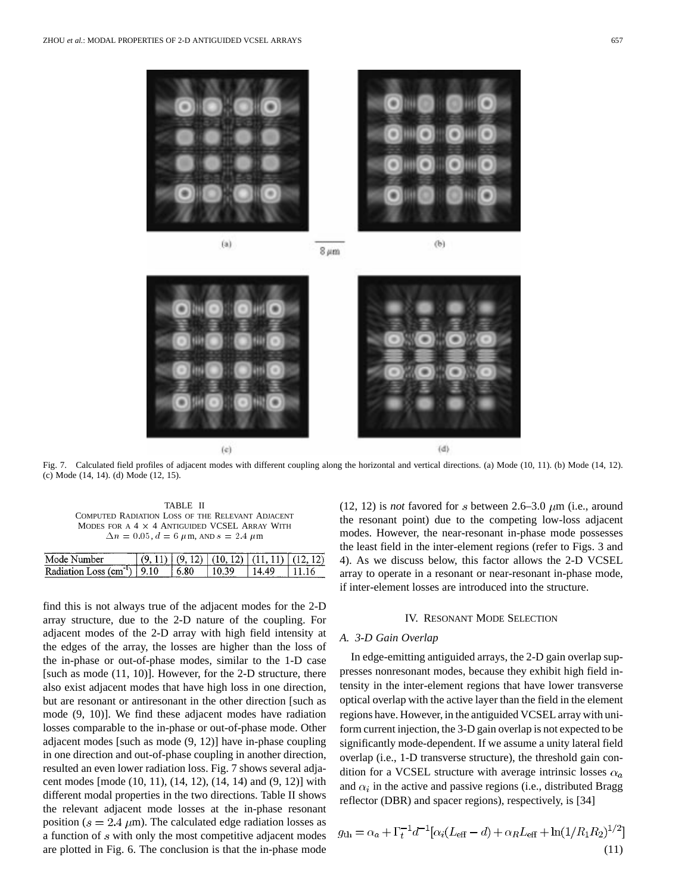Fig. 7. Calculated field profiles of adjacent modes with different coupling along the horizontal and vertical directions. (a) Mode (10, 11). (b) Mode (14, 12). (c) Mode (14, 14). (d) Mode (12, 15).

TABLE II
COMPUTED RADIATION LOSS OF THE RELEVANT ADJACENT MODES FOR A 4 × 4 ANTIGUIDED VCSEL ARRAY WITH $\Delta n = 0.05$, $d = 6$ $\mu$m, AND $s = 2.4$ $\mu$m

| Mode Number | (9, 11) | (9, 12) | (10, 12) | (11, 11) | (12, 12) |
|---|---|---|---|---|---|
| Radiation Loss (cm$^{-1}$) | 9.10 | 6.80 | 10.39 | 14.49 | 11.16 |

find this is not always true of the adjacent modes for the 2-D array structure, due to the 2-D nature of the coupling. For adjacent modes of the 2-D array with high field intensity at the edges of the array, the losses are higher than the loss of the in-phase or out-of-phase modes, similar to the 1-D case [such as mode (11, 10)]. However, for the 2-D structure, there also exist adjacent modes that have high loss in one direction, but are resonant or antiresonant in the other direction [such as mode (9, 10)]. We find these adjacent modes have radiation losses comparable to the in-phase or out-of-phase mode. Other adjacent modes [such as mode (9, 12)] have in-phase coupling in one direction and out-of-phase coupling in another direction, resulted an even lower radiation loss. Fig. 7 shows several adjacent modes [mode (10, 11), (14, 12), (14, 14) and (9, 12)] with different modal properties in the two directions. Table II shows the relevant adjacent mode losses at the in-phase resonant position ($s = 2.4$ $\mu$m). The calculated edge radiation losses as a function of $s$ with only the most competitive adjacent modes are plotted in Fig. 6. The conclusion is that the in-phase mode (12, 12) is *not* favored for $s$ between 2.6–3.0 $\mu$m (i.e., around the resonant point) due to the competing low-loss adjacent modes. However, the near-resonant in-phase mode possesses the least field in the inter-element regions (refer to Figs. 3 and 4). As we discuss below, this factor allows the 2-D VCSEL array to operate in a resonant or near-resonant in-phase mode, if inter-element losses are introduced into the structure.

## IV. RESONANT MODE SELECTION

### A. 3-D Gain Overlap

In edge-emitting antiguided arrays, the 2-D gain overlap suppresses nonresonant modes, because they exhibit high field intensity in the inter-element regions that have lower transverse optical overlap with the active layer than the field in the element regions have. However, in the antiguided VCSEL array with uniform current injection, the 3-D gain overlap is not expected to be significantly mode-dependent. If we assume a unity lateral field overlap (i.e., 1-D transverse structure), the threshold gain condition for a VCSEL structure with average intrinsic losses $\alpha_a$ and $\alpha_i$ in the active and passive regions (i.e., distributed Bragg reflector (DBR) and spacer regions), respectively, is [34]

$$g_{\rm th} = \alpha_a + \Gamma_t^{-1} d^{-1} [\alpha_i (L_{\rm eff} - d) + \alpha_R L_{\rm eff} + \ln(1/R_1 R_2)^{1/2}] \quad (11)$$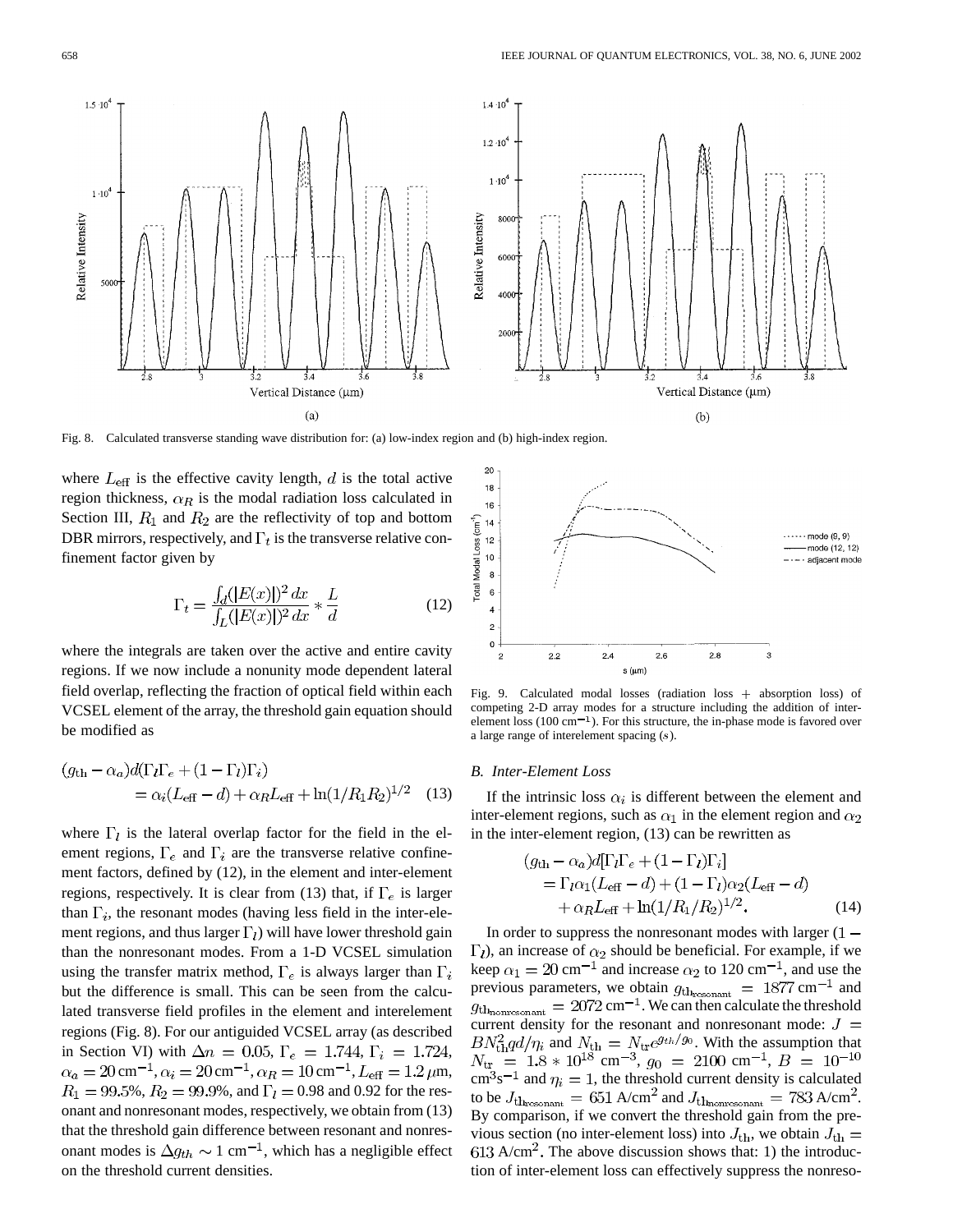Fig. 8. Calculated transverse standing wave distribution for: (a) low-index region and (b) high-index region.

where $L_{\rm eff}$ is the effective cavity length, $d$ is the total active region thickness, $\alpha_R$ is the modal radiation loss calculated in Section III, $R_1$ and $R_2$ are the reflectivity of top and bottom DBR mirrors, respectively, and $\Gamma_t$ is the transverse relative confinement factor given by

$$\Gamma_t = \frac{\int_d (|E(x)|)^2\,dx}{\int_L (|E(x)|)^2\,dx} * \frac{L}{d} \tag{12}$$

where the integrals are taken over the active and entire cavity regions. If we now include a nonunity mode dependent lateral field overlap, reflecting the fraction of optical field within each VCSEL element of the array, the threshold gain equation should be modified as

$$(g_{\rm th} - \alpha_a)d(\Gamma_l\Gamma_e + (1-\Gamma_l)\Gamma_i) = \alpha_i(L_{\rm eff} - d) + \alpha_R L_{\rm eff} + \ln(1/R_1R_2)^{1/2} \tag{13}$$

where $\Gamma_l$ is the lateral overlap factor for the field in the element regions, $\Gamma_e$ and $\Gamma_i$ are the transverse relative confinement factors, defined by (12), in the element and inter-element regions, respectively. It is clear from (13) that, if $\Gamma_e$ is larger than $\Gamma_i$, the resonant modes (having less field in the inter-element regions, and thus larger $\Gamma_l$) will have lower threshold gain than the nonresonant modes. From a 1-D VCSEL simulation using the transfer matrix method, $\Gamma_e$ is always larger than $\Gamma_i$ but the difference is small. This can be seen from the calculated transverse field profiles in the element and interelement regions (Fig. 8). For our antiguided VCSEL array (as described in Section VI) with $\Delta n = 0.05$, $\Gamma_e = 1.744$, $\Gamma_i = 1.724$, $\alpha_a = 20\,{\rm cm}^{-1}$, $\alpha_i = 20\,{\rm cm}^{-1}$, $\alpha_R = 10\,{\rm cm}^{-1}$, $L_{\rm eff} = 1.2\,\mu$m, $R_1 = 99.5\%$, $R_2 = 99.9\%$, and $\Gamma_l = 0.98$ and 0.92 for the resonant and nonresonant modes, respectively, we obtain from (13) that the threshold gain difference between resonant and nonresonant modes is $\Delta g_{th} \sim 1\,{\rm cm}^{-1}$, which has a negligible effect on the threshold current densities.

Fig. 9. Calculated modal losses (radiation loss + absorption loss) of competing 2-D array modes for a structure including the addition of inter-element loss (100 cm$^{-1}$). For this structure, the in-phase mode is favored over a large range of interelement spacing ($s$).

### B. Inter-Element Loss

If the intrinsic loss $\alpha_i$ is different between the element and inter-element regions, such as $\alpha_1$ in the element region and $\alpha_2$ in the inter-element region, (13) can be rewritten as

$$(g_{\rm th} - \alpha_a)d[\Gamma_l\Gamma_e + (1-\Gamma_l)\Gamma_i] = \Gamma_l\alpha_1(L_{\rm eff} - d) + (1-\Gamma_l)\alpha_2(L_{\rm eff} - d) + \alpha_R L_{\rm eff} + \ln(1/R_1/R_2)^{1/2}. \tag{14}$$

In order to suppress the nonresonant modes with larger $(1-\Gamma_l)$, an increase of $\alpha_2$ should be beneficial. For example, if we keep $\alpha_1 = 20\,{\rm cm}^{-1}$ and increase $\alpha_2$ to 120 cm$^{-1}$, and use the previous parameters, we obtain $g_{\rm th_{resonant}} = 1877\,{\rm cm}^{-1}$ and $g_{\rm th_{nonresonant}} = 2072\,{\rm cm}^{-1}$. We can then calculate the threshold current density for the resonant and nonresonant mode: $J = BN_{\rm th}^2 qd/\eta_i$ and $N_{\rm th} = N_{\rm tr}e^{g_{th}/g_0}$. With the assumption that $N_{\rm tr} = 1.8 * 10^{18}\,{\rm cm}^{-3}$, $g_0 = 2100\,{\rm cm}^{-1}$, $B = 10^{-10}$ cm$^3$s$^{-1}$ and $\eta_i = 1$, the threshold current density is calculated to be $J_{\rm th_{resonant}} = 651\,{\rm A/cm}^2$ and $J_{\rm th_{nonresonant}} = 783\,{\rm A/cm}^2$. By comparison, if we convert the threshold gain from the previous section (no inter-element loss) into $J_{\rm th}$, we obtain $J_{\rm th} = 613\,{\rm A/cm}^2$. The above discussion shows that: 1) the introduction of inter-element loss can effectively suppress the nonreso-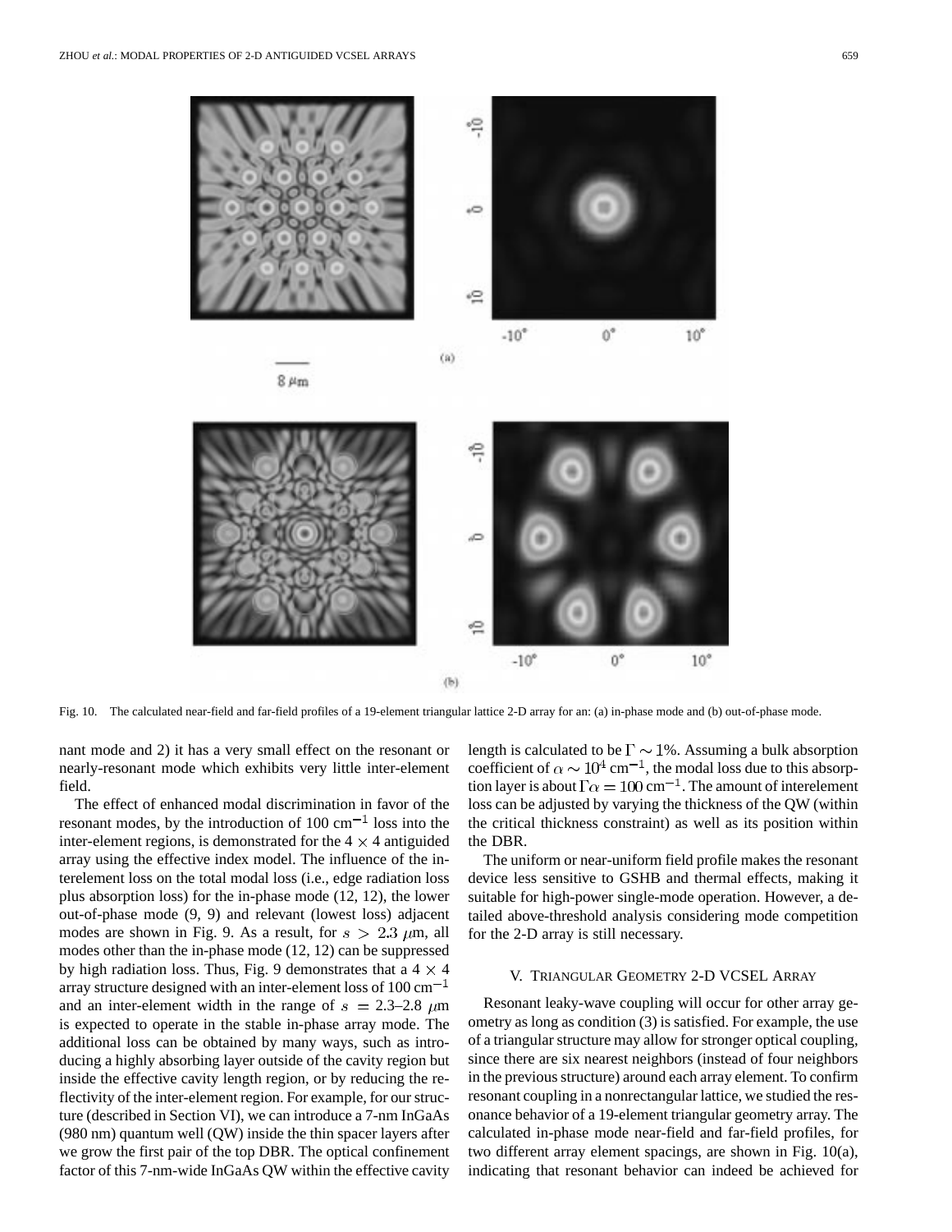Fig. 10. The calculated near-field and far-field profiles of a 19-element triangular lattice 2-D array for an: (a) in-phase mode and (b) out-of-phase mode.

nant mode and 2) it has a very small effect on the resonant or nearly-resonant mode which exhibits very little inter-element field.

The effect of enhanced modal discrimination in favor of the resonant modes, by the introduction of 100 cm$^{-1}$ loss into the inter-element regions, is demonstrated for the $4 \times 4$ antiguided array using the effective index model. The influence of the interelement loss on the total modal loss (i.e., edge radiation loss plus absorption loss) for the in-phase mode (12, 12), the lower out-of-phase mode (9, 9) and relevant (lowest loss) adjacent modes are shown in Fig. 9. As a result, for $s > 2.3$ $\mu$m, all modes other than the in-phase mode (12, 12) can be suppressed by high radiation loss. Thus, Fig. 9 demonstrates that a $4 \times 4$ array structure designed with an inter-element loss of 100 cm$^{-1}$ and an inter-element width in the range of $s = 2.3$–2.8 $\mu$m is expected to operate in the stable in-phase array mode. The additional loss can be obtained by many ways, such as introducing a highly absorbing layer outside of the cavity region but inside the effective cavity length region, or by reducing the reflectivity of the inter-element region. For example, for our structure (described in Section VI), we can introduce a 7-nm InGaAs (980 nm) quantum well (QW) inside the thin spacer layers after we grow the first pair of the top DBR. The optical confinement factor of this 7-nm-wide InGaAs QW within the effective cavity length is calculated to be $\Gamma \sim 1\%$. Assuming a bulk absorption coefficient of $\alpha \sim 10^4$ cm$^{-1}$, the modal loss due to this absorption layer is about $\Gamma\alpha = 100$ cm$^{-1}$. The amount of interelement loss can be adjusted by varying the thickness of the QW (within the critical thickness constraint) as well as its position within the DBR.

The uniform or near-uniform field profile makes the resonant device less sensitive to GSHB and thermal effects, making it suitable for high-power single-mode operation. However, a detailed above-threshold analysis considering mode competition for the 2-D array is still necessary.

## V. Triangular Geometry 2-D VCSEL Array

Resonant leaky-wave coupling will occur for other array geometry as long as condition (3) is satisfied. For example, the use of a triangular structure may allow for stronger optical coupling, since there are six nearest neighbors (instead of four neighbors in the previous structure) around each array element. To confirm resonant coupling in a nonrectangular lattice, we studied the resonance behavior of a 19-element triangular geometry array. The calculated in-phase mode near-field and far-field profiles, for two different array element spacings, are shown in Fig. 10(a), indicating that resonant behavior can indeed be achieved for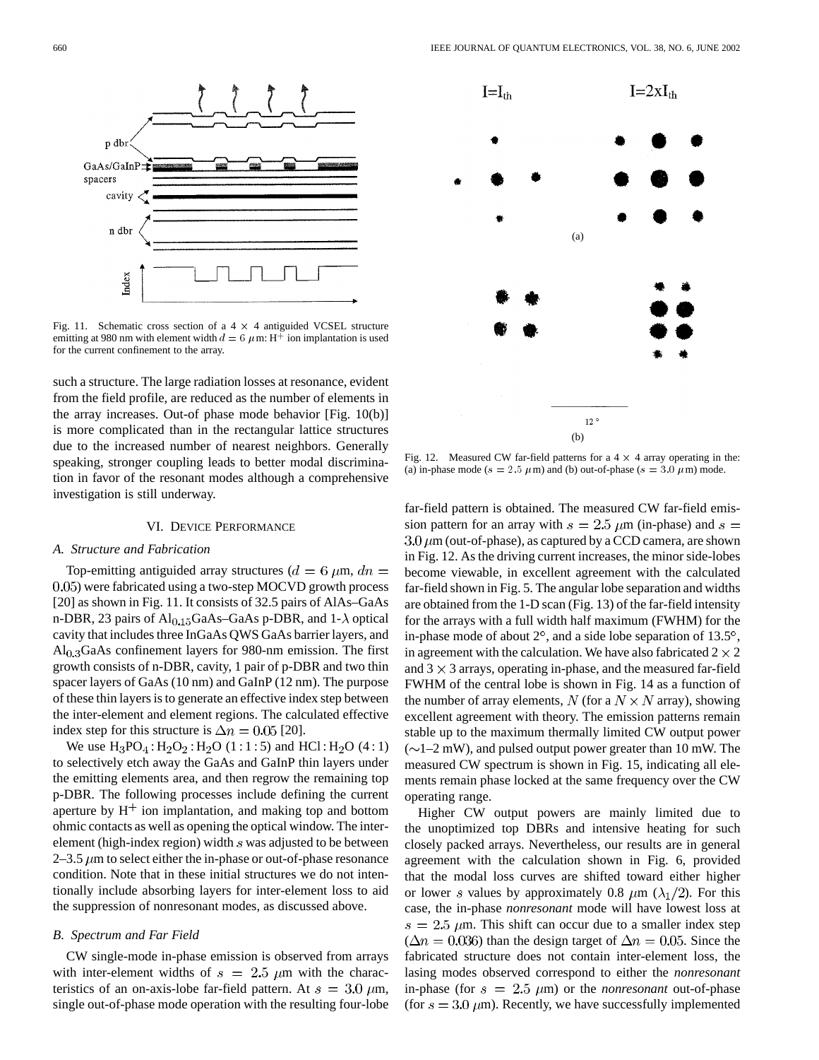Fig. 11. Schematic cross section of a 4 × 4 antiguided VCSEL structure emitting at 980 nm with element width $d = 6$ $\mu$m: $H^+$ ion implantation is used for the current confinement to the array.

such a structure. The large radiation losses at resonance, evident from the field profile, are reduced as the number of elements in the array increases. Out-of phase mode behavior [Fig. 10(b)] is more complicated than in the rectangular lattice structures due to the increased number of nearest neighbors. Generally speaking, stronger coupling leads to better modal discrimination in favor of the resonant modes although a comprehensive investigation is still underway.

## VI. Device Performance

### A. Structure and Fabrication

Top-emitting antiguided array structures ($d = 6$ $\mu$m, $dn = 0.05$) were fabricated using a two-step MOCVD growth process [20] as shown in Fig. 11. It consists of 32.5 pairs of AlAs–GaAs n-DBR, 23 pairs of $Al_{0.15}$GaAs–GaAs p-DBR, and 1-$\lambda$ optical cavity that includes three InGaAs QWS GaAs barrier layers, and $Al_{0.3}$GaAs confinement layers for 980-nm emission. The first growth consists of n-DBR, cavity, 1 pair of p-DBR and two thin spacer layers of GaAs (10 nm) and GaInP (12 nm). The purpose of these thin layers is to generate an effective index step between the inter-element and element regions. The calculated effective index step for this structure is $\Delta n = 0.05$ [20].

We use $H_3PO_4 : H_2O_2 : H_2O$ (1 : 1 : 5) and $HCl : H_2O$ (4 : 1) to selectively etch away the GaAs and GaInP thin layers under the emitting elements area, and then regrow the remaining top p-DBR. The following processes include defining the current aperture by $H^+$ ion implantation, and making top and bottom ohmic contacts as well as opening the optical window. The inter-element (high-index region) width $s$ was adjusted to be between 2–3.5 $\mu$m to select either the in-phase or out-of-phase resonance condition. Note that in these initial structures we do not intentionally include absorbing layers for inter-element loss to aid the suppression of nonresonant modes, as discussed above.

### B. Spectrum and Far Field

CW single-mode in-phase emission is observed from arrays with inter-element widths of $s = 2.5$ $\mu$m with the characteristics of an on-axis-lobe far-field pattern. At $s = 3.0$ $\mu$m, single out-of-phase mode operation with the resulting four-lobe far-field pattern is obtained. The measured CW far-field emission pattern for an array with $s = 2.5$ $\mu$m (in-phase) and $s = 3.0$ $\mu$m (out-of-phase), as captured by a CCD camera, are shown in Fig. 12. As the driving current increases, the minor side-lobes become viewable, in excellent agreement with the calculated far-field shown in Fig. 5. The angular lobe separation and widths are obtained from the 1-D scan (Fig. 13) of the far-field intensity for the arrays with a full width half maximum (FWHM) for the in-phase mode of about 2°, and a side lobe separation of 13.5°, in agreement with the calculation. We have also fabricated 2 × 2 and 3 × 3 arrays, operating in-phase, and the measured far-field FWHM of the central lobe is shown in Fig. 14 as a function of the number of array elements, $N$ (for a $N \times N$ array), showing excellent agreement with theory. The emission patterns remain stable up to the maximum thermally limited CW output power (~1–2 mW), and pulsed output power greater than 10 mW. The measured CW spectrum is shown in Fig. 15, indicating all elements remain phase locked at the same frequency over the CW operating range.

Fig. 12. Measured CW far-field patterns for a 4 × 4 array operating in the: (a) in-phase mode ($s = 2.5$ $\mu$m) and (b) out-of-phase ($s = 3.0$ $\mu$m) mode.

Higher CW output powers are mainly limited due to the unoptimized top DBRs and intensive heating for such closely packed arrays. Nevertheless, our results are in general agreement with the calculation shown in Fig. 6, provided that the modal loss curves are shifted toward either higher or lower $s$ values by approximately 0.8 $\mu$m ($\lambda_1/2$). For this case, the in-phase *nonresonant* mode will have lowest loss at $s = 2.5$ $\mu$m. This shift can occur due to a smaller index step ($\Delta n = 0.036$) than the design target of $\Delta n = 0.05$. Since the fabricated structure does not contain inter-element loss, the lasing modes observed correspond to either the *nonresonant* in-phase (for $s = 2.5$ $\mu$m) or the *nonresonant* out-of-phase (for $s = 3.0$ $\mu$m). Recently, we have successfully implemented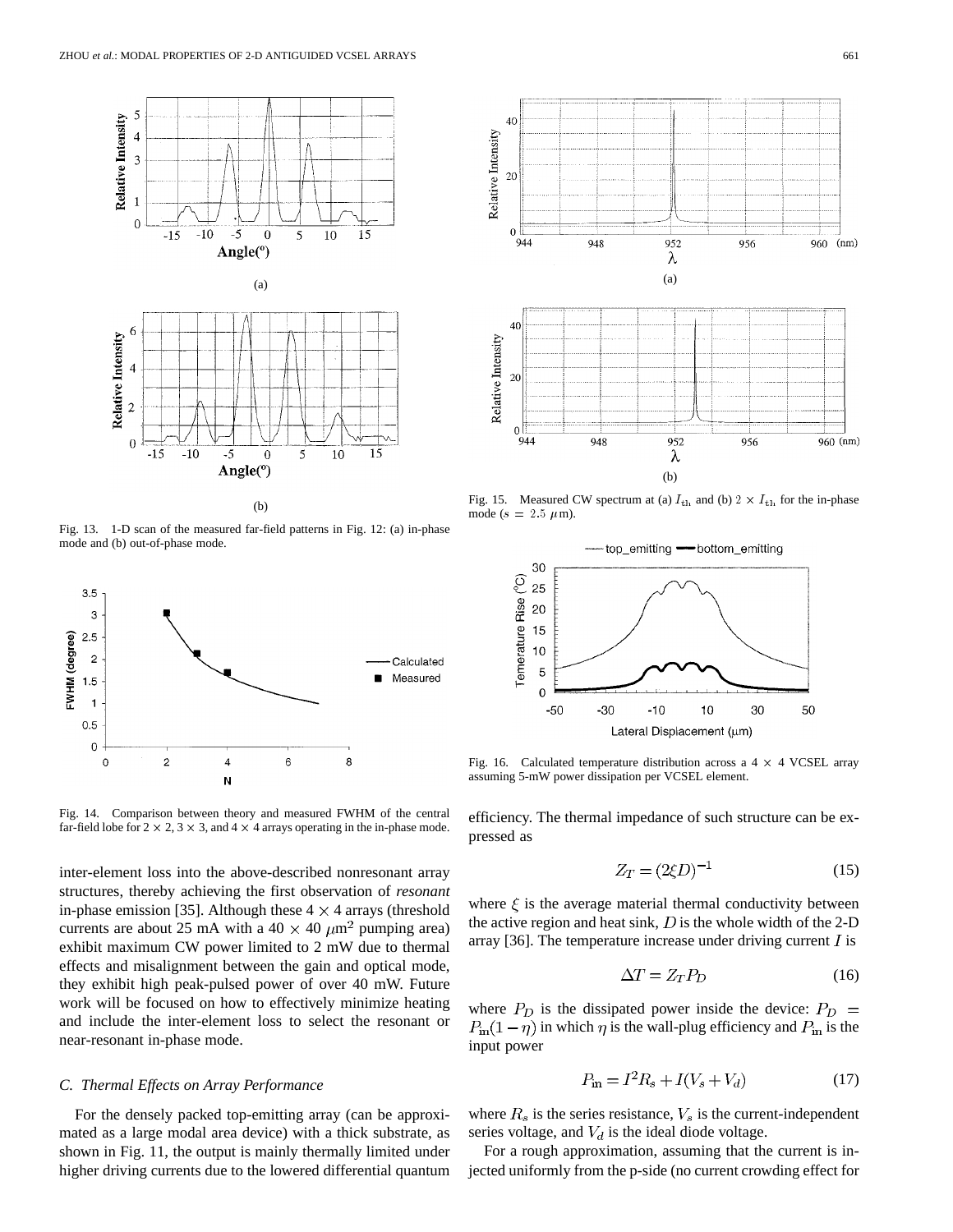Fig. 13. 1-D scan of the measured far-field patterns in Fig. 12: (a) in-phase mode and (b) out-of-phase mode.

Fig. 14. Comparison between theory and measured FWHM of the central far-field lobe for 2 × 2, 3 × 3, and 4 × 4 arrays operating in the in-phase mode.

inter-element loss into the above-described nonresonant array structures, thereby achieving the first observation of *resonant* in-phase emission [35]. Although these 4 × 4 arrays (threshold currents are about 25 mA with a 40 × 40 $\mu$m$^2$ pumping area) exhibit maximum CW power limited to 2 mW due to thermal effects and misalignment between the gain and optical mode, they exhibit high peak-pulsed power of over 40 mW. Future work will be focused on how to effectively minimize heating and include the inter-element loss to select the resonant or near-resonant in-phase mode.

### C. Thermal Effects on Array Performance

For the densely packed top-emitting array (can be approximated as a large modal area device) with a thick substrate, as shown in Fig. 11, the output is mainly thermally limited under higher driving currents due to the lowered differential quantum efficiency. The thermal impedance of such structure can be expressed as

$$Z_T = (2\xi D)^{-1} \tag{15}$$

where $\xi$ is the average material thermal conductivity between the active region and heat sink, $D$ is the whole width of the 2-D array [36]. The temperature increase under driving current $I$ is

$$\Delta T = Z_T P_D \tag{16}$$

where $P_D$ is the dissipated power inside the device: $P_D = P_{\text{in}}(1 - \eta)$ in which $\eta$ is the wall-plug efficiency and $P_{\text{in}}$ is the input power

$$P_{\text{in}} = I^2 R_s + I(V_s + V_d) \tag{17}$$

where $R_s$ is the series resistance, $V_s$ is the current-independent series voltage, and $V_d$ is the ideal diode voltage.

For a rough approximation, assuming that the current is injected uniformly from the p-side (no current crowding effect for

Fig. 15. Measured CW spectrum at (a) $I_{\text{th}}$ and (b) $2 \times I_{\text{th}}$ for the in-phase mode ($s = 2.5\ \mu$m).

Fig. 16. Calculated temperature distribution across a 4 × 4 VCSEL array assuming 5-mW power dissipation per VCSEL element.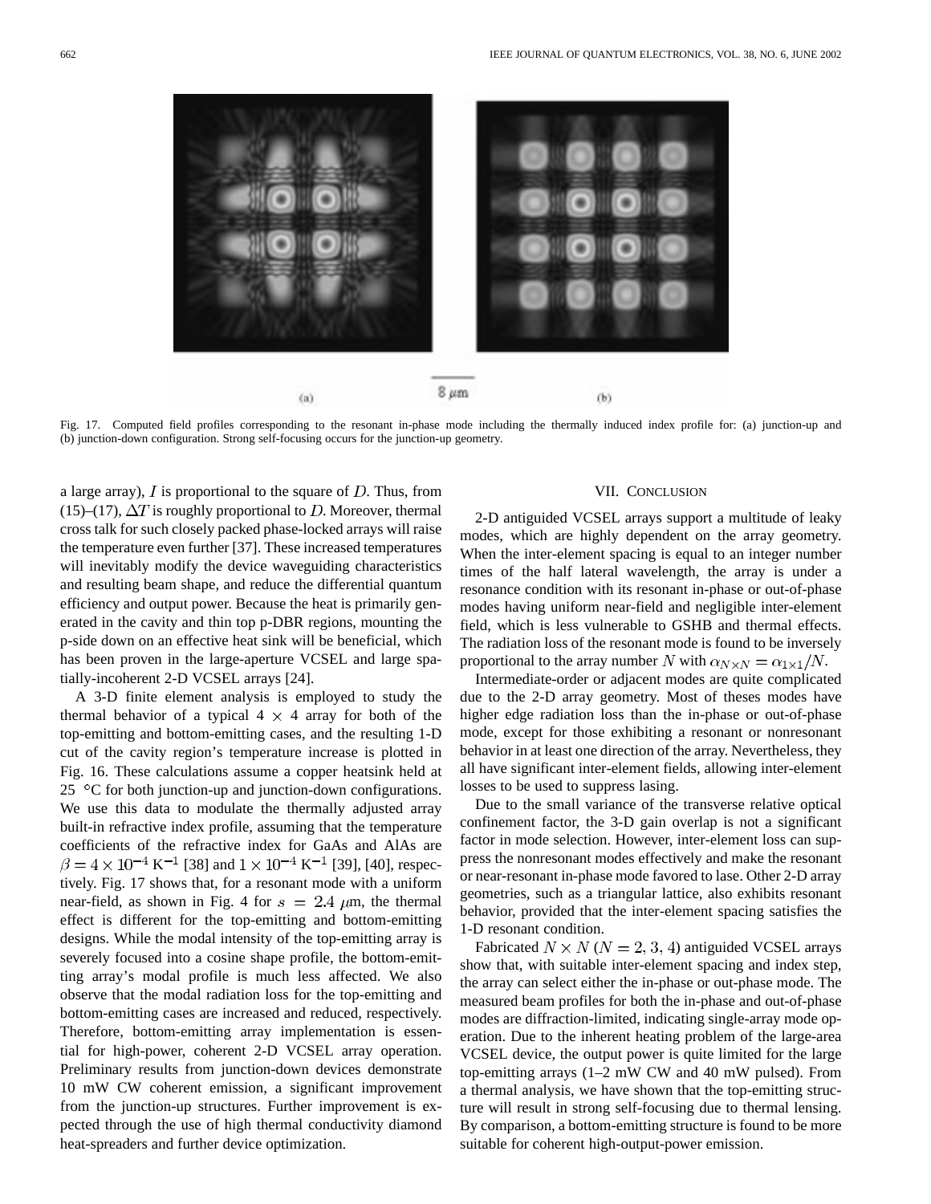Fig. 17. Computed field profiles corresponding to the resonant in-phase mode including the thermally induced index profile for: (a) junction-up and (b) junction-down configuration. Strong self-focusing occurs for the junction-up geometry.

a large array), $I$ is proportional to the square of $D$. Thus, from (15)–(17), $\Delta T$ is roughly proportional to $D$. Moreover, thermal cross talk for such closely packed phase-locked arrays will raise the temperature even further [37]. These increased temperatures will inevitably modify the device waveguiding characteristics and resulting beam shape, and reduce the differential quantum efficiency and output power. Because the heat is primarily generated in the cavity and thin top p-DBR regions, mounting the p-side down on an effective heat sink will be beneficial, which has been proven in the large-aperture VCSEL and large spatially-incoherent 2-D VCSEL arrays [24].

A 3-D finite element analysis is employed to study the thermal behavior of a typical $4 \times 4$ array for both of the top-emitting and bottom-emitting cases, and the resulting 1-D cut of the cavity region's temperature increase is plotted in Fig. 16. These calculations assume a copper heatsink held at 25 °C for both junction-up and junction-down configurations. We use this data to modulate the thermally adjusted array built-in refractive index profile, assuming that the temperature coefficients of the refractive index for GaAs and AlAs are $\beta = 4 \times 10^{-4}$ K$^{-1}$ [38] and $1 \times 10^{-4}$ K$^{-1}$ [39], [40], respectively. Fig. 17 shows that, for a resonant mode with a uniform near-field, as shown in Fig. 4 for $s = 2.4$ $\mu$m, the thermal effect is different for the top-emitting and bottom-emitting designs. While the modal intensity of the top-emitting array is severely focused into a cosine shape profile, the bottom-emitting array's modal profile is much less affected. We also observe that the modal radiation loss for the top-emitting and bottom-emitting cases are increased and reduced, respectively. Therefore, bottom-emitting array implementation is essential for high-power, coherent 2-D VCSEL array operation. Preliminary results from junction-down devices demonstrate 10 mW CW coherent emission, a significant improvement from the junction-up structures. Further improvement is expected through the use of high thermal conductivity diamond heat-spreaders and further device optimization.

## VII. Conclusion

2-D antiguided VCSEL arrays support a multitude of leaky modes, which are highly dependent on the array geometry. When the inter-element spacing is equal to an integer number times of the half lateral wavelength, the array is under a resonance condition with its resonant in-phase or out-of-phase modes having uniform near-field and negligible inter-element field, which is less vulnerable to GSHB and thermal effects. The radiation loss of the resonant mode is found to be inversely proportional to the array number $N$ with $\alpha_{N \times N} = \alpha_{1 \times 1}/N$.

Intermediate-order or adjacent modes are quite complicated due to the 2-D array geometry. Most of theses modes have higher edge radiation loss than the in-phase or out-of-phase mode, except for those exhibiting a resonant or nonresonant behavior in at least one direction of the array. Nevertheless, they all have significant inter-element fields, allowing inter-element losses to be used to suppress lasing.

Due to the small variance of the transverse relative optical confinement factor, the 3-D gain overlap is not a significant factor in mode selection. However, inter-element loss can suppress the nonresonant modes effectively and make the resonant or near-resonant in-phase mode favored to lase. Other 2-D array geometries, such as a triangular lattice, also exhibits resonant behavior, provided that the inter-element spacing satisfies the 1-D resonant condition.

Fabricated $N \times N$ ($N = 2, 3, 4$) antiguided VCSEL arrays show that, with suitable inter-element spacing and index step, the array can select either the in-phase or out-phase mode. The measured beam profiles for both the in-phase and out-of-phase modes are diffraction-limited, indicating single-array mode operation. Due to the inherent heating problem of the large-area VCSEL device, the output power is quite limited for the large top-emitting arrays (1–2 mW CW and 40 mW pulsed). From a thermal analysis, we have shown that the top-emitting structure will result in strong self-focusing due to thermal lensing. By comparison, a bottom-emitting structure is found to be more suitable for coherent high-output-power emission.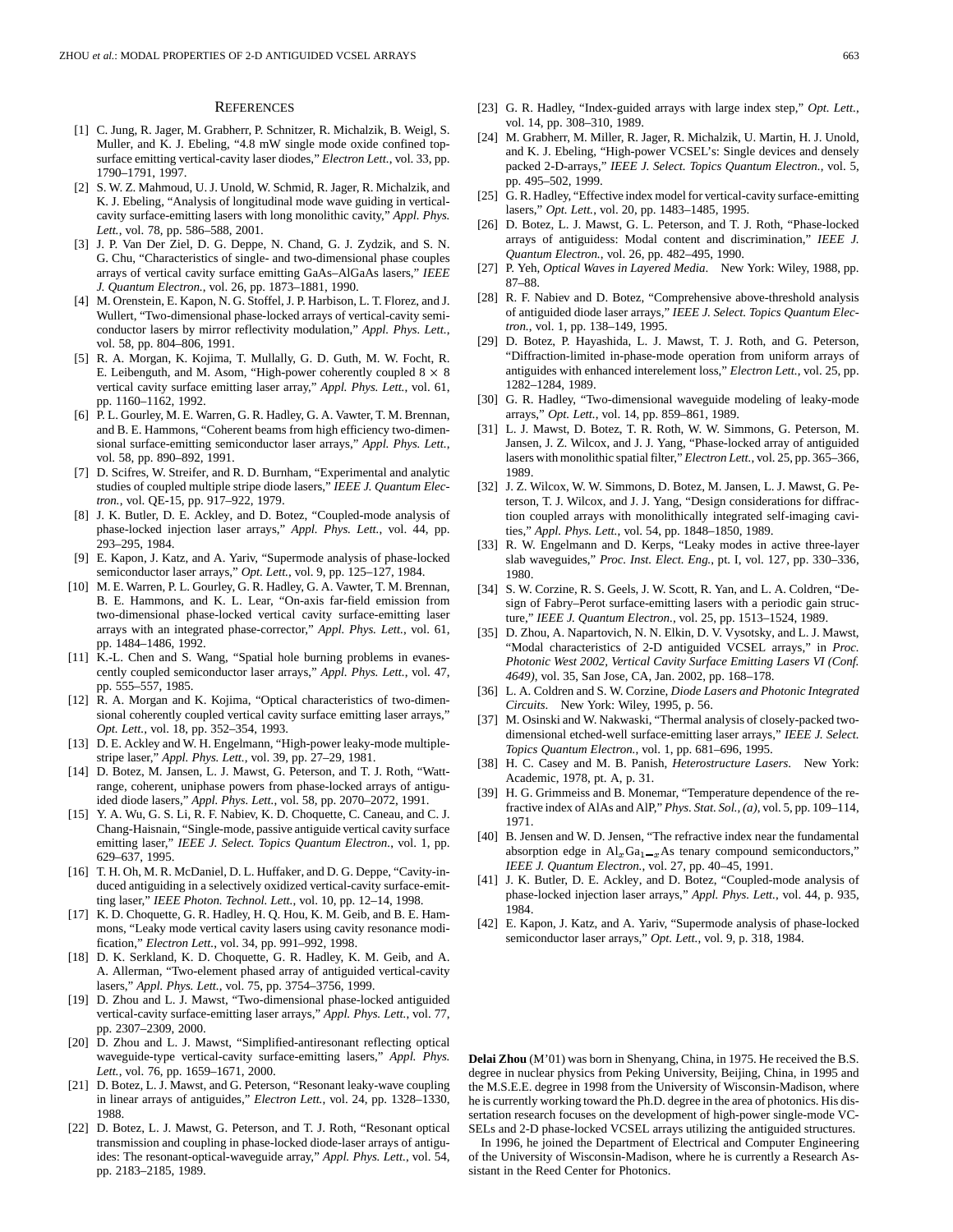## References

[1] C. Jung, R. Jager, M. Grabherr, P. Schnitzer, R. Michalzik, B. Weigl, S. Muller, and K. J. Ebeling, "4.8 mW single mode oxide confined top-surface emitting vertical-cavity laser diodes," *Electron Lett.*, vol. 33, pp. 1790–1791, 1997.

[2] S. W. Z. Mahmoud, U. J. Unold, W. Schmid, R. Jager, R. Michalzik, and K. J. Ebeling, "Analysis of longitudinal mode wave guiding in vertical-cavity surface-emitting lasers with long monolithic cavity," *Appl. Phys. Lett.*, vol. 78, pp. 586–588, 2001.

[3] J. P. Van Der Ziel, D. G. Deppe, N. Chand, G. J. Zydzik, and S. N. G. Chu, "Characteristics of single- and two-dimensional phase couples arrays of vertical cavity surface emitting GaAs–AlGaAs lasers," *IEEE J. Quantum Electron.*, vol. 26, pp. 1873–1881, 1990.

[4] M. Orenstein, E. Kapon, N. G. Stoffel, J. P. Harbison, L. T. Florez, and J. Wullert, "Two-dimensional phase-locked arrays of vertical-cavity semiconductor lasers by mirror reflectivity modulation," *Appl. Phys. Lett.*, vol. 58, pp. 804–806, 1991.

[5] R. A. Morgan, K. Kojima, T. Mullally, G. D. Guth, M. W. Focht, R. E. Leibenguth, and M. Asom, "High-power coherently coupled $8 \times 8$ vertical cavity surface emitting laser array," *Appl. Phys. Lett.*, vol. 61, pp. 1160–1162, 1992.

[6] P. L. Gourley, M. E. Warren, G. R. Hadley, G. A. Vawter, T. M. Brennan, and B. E. Hammons, "Coherent beams from high efficiency two-dimensional surface-emitting semiconductor laser arrays," *Appl. Phys. Lett.*, vol. 58, pp. 890–892, 1991.

[7] D. Scifres, W. Streifer, and R. D. Burnham, "Experimental and analytic studies of coupled multiple stripe diode lasers," *IEEE J. Quantum Electron.*, vol. QE-15, pp. 917–922, 1979.

[8] J. K. Butler, D. E. Ackley, and D. Botez, "Coupled-mode analysis of phase-locked injection laser arrays," *Appl. Phys. Lett.*, vol. 44, pp. 293–295, 1984.

[9] E. Kapon, J. Katz, and A. Yariv, "Supermode analysis of phase-locked semiconductor laser arrays," *Opt. Lett.*, vol. 9, pp. 125–127, 1984.

[10] M. E. Warren, P. L. Gourley, G. R. Hadley, G. A. Vawter, T. M. Brennan, B. E. Hammons, and K. L. Lear, "On-axis far-field emission from two-dimensional phase-locked vertical cavity surface-emitting laser arrays with an integrated phase-corrector," *Appl. Phys. Lett.*, vol. 61, pp. 1484–1486, 1992.

[11] K.-L. Chen and S. Wang, "Spatial hole burning problems in evanescently coupled semiconductor laser arrays," *Appl. Phys. Lett.*, vol. 47, pp. 555–557, 1985.

[12] R. A. Morgan and K. Kojima, "Optical characteristics of two-dimensional coherently coupled vertical cavity surface emitting laser arrays," *Opt. Lett.*, vol. 18, pp. 352–354, 1993.

[13] D. E. Ackley and W. H. Engelmann, "High-power leaky-mode multiple-stripe laser," *Appl. Phys. Lett.*, vol. 39, pp. 27–29, 1981.

[14] D. Botez, M. Jansen, L. J. Mawst, G. Peterson, and T. J. Roth, "Watt-range, coherent, uniphase powers from phase-locked arrays of antiguided diode lasers," *Appl. Phys. Lett.*, vol. 58, pp. 2070–2072, 1991.

[15] Y. A. Wu, G. S. Li, R. F. Nabiev, K. D. Choquette, C. Caneau, and C. J. Chang-Haisnain, "Single-mode, passive antiguide vertical cavity surface emitting laser," *IEEE J. Select. Topics Quantum Electron.*, vol. 1, pp. 629–637, 1995.

[16] T. H. Oh, M. R. McDaniel, D. L. Huffaker, and D. G. Deppe, "Cavity-induced antiguiding in a selectively oxidized vertical-cavity surface-emitting laser," *IEEE Photon. Technol. Lett.*, vol. 10, pp. 12–14, 1998.

[17] K. D. Choquette, G. R. Hadley, H. Q. Hou, K. M. Geib, and B. E. Hammons, "Leaky mode vertical cavity lasers using cavity resonance modification," *Electron Lett.*, vol. 34, pp. 991–992, 1998.

[18] D. K. Serkland, K. D. Choquette, G. R. Hadley, K. M. Geib, and A. A. Allerman, "Two-element phased array of antiguided vertical-cavity lasers," *Appl. Phys. Lett.*, vol. 75, pp. 3754–3756, 1999.

[19] D. Zhou and L. J. Mawst, "Two-dimensional phase-locked antiguided vertical-cavity surface-emitting laser arrays," *Appl. Phys. Lett.*, vol. 77, pp. 2307–2309, 2000.

[20] D. Zhou and L. J. Mawst, "Simplified-antiresonant reflecting optical waveguide-type vertical-cavity surface-emitting lasers," *Appl. Phys. Lett.*, vol. 76, pp. 1659–1671, 2000.

[21] D. Botez, L. J. Mawst, and G. Peterson, "Resonant leaky-wave coupling in linear arrays of antiguides," *Electron Lett.*, vol. 24, pp. 1328–1330, 1988.

[22] D. Botez, L. J. Mawst, G. L. Peterson, and T. J. Roth, "Resonant optical transmission and coupling in phase-locked diode-laser arrays of antiguides: The resonant-optical-waveguide array," *Appl. Phys. Lett.*, vol. 54, pp. 2183–2185, 1989.

[23] G. R. Hadley, "Index-guided arrays with large index step," *Opt. Lett.*, vol. 14, pp. 308–310, 1989.

[24] M. Grabherr, M. Miller, R. Jager, R. Michalzik, U. Martin, H. J. Unold, and K. J. Ebeling, "High-power VCSEL's: Single devices and densely packed 2-D-arrays," *IEEE J. Select. Topics Quantum Electron.*, vol. 5, pp. 495–502, 1999.

[25] G. R. Hadley, "Effective index model for vertical-cavity surface-emitting lasers," *Opt. Lett.*, vol. 20, pp. 1483–1485, 1995.

[26] D. Botez, L. J. Mawst, G. L. Peterson, and T. J. Roth, "Phase-locked arrays of antiguidess: Modal content and discrimination," *IEEE J. Quantum Electron.*, vol. 26, pp. 482–495, 1990.

[27] P. Yeh, *Optical Waves in Layered Media*. New York: Wiley, 1988, pp. 87–88.

[28] R. F. Nabiev and D. Botez, "Comprehensive above-threshold analysis of antiguided diode laser arrays," *IEEE J. Select. Topics Quantum Electron.*, vol. 1, pp. 138–149, 1995.

[29] D. Botez, P. Hayashida, L. J. Mawst, T. J. Roth, and G. Peterson, "Diffraction-limited in-phase-mode operation from uniform arrays of antiguides with enhanced interelement loss," *Electron Lett.*, vol. 25, pp. 1282–1284, 1989.

[30] G. R. Hadley, "Two-dimensional waveguide modeling of leaky-mode arrays," *Opt. Lett.*, vol. 14, pp. 859–861, 1989.

[31] L. J. Mawst, D. Botez, T. R. Roth, W. W. Simmons, G. Peterson, M. Jansen, J. Z. Wilcox, and J. J. Yang, "Phase-locked array of antiguided lasers with monolithic spatial filter," *Electron Lett.*, vol. 25, pp. 365–366, 1989.

[32] J. Z. Wilcox, W. W. Simmons, D. Botez, M. Jansen, L. J. Mawst, G. Peterson, T. J. Wilcox, and J. J. Yang, "Design considerations for diffraction coupled arrays with monolithically integrated self-imaging cavities," *Appl. Phys. Lett.*, vol. 54, pp. 1848–1850, 1989.

[33] R. W. Engelmann and D. Kerps, "Leaky modes in active three-layer slab waveguides," *Proc. Inst. Elect. Eng.*, pt. I, vol. 127, pp. 330–336, 1980.

[34] S. W. Corzine, R. S. Geels, J. W. Scott, R. Yan, and L. A. Coldren, "Design of Fabry–Perot surface-emitting lasers with a periodic gain structure," *IEEE J. Quantum Electron.*, vol. 25, pp. 1513–1524, 1989.

[35] D. Zhou, A. Napartovich, N. N. Elkin, D. V. Vysotsky, and L. J. Mawst, "Modal characteristics of 2-D antiguided VCSEL arrays," in *Proc. Photonic West 2002, Vertical Cavity Surface Emitting Lasers VI (Conf. 4649)*, vol. 35, San Jose, CA, Jan. 2002, pp. 168–178.

[36] L. A. Coldren and S. W. Corzine, *Diode Lasers and Photonic Integrated Circuits*. New York: Wiley, 1995, p. 56.

[37] M. Osinski and W. Nakwaski, "Thermal analysis of closely-packed two-dimensional etched-well surface-emitting laser arrays," *IEEE J. Select. Topics Quantum Electron.*, vol. 1, pp. 681–696, 1995.

[38] H. C. Casey and M. B. Panish, *Heterostructure Lasers*. New York: Academic, 1978, pt. A, p. 31.

[39] H. G. Grimmeiss and B. Monemar, "Temperature dependence of the refractive index of AlAs and AlP," *Phys. Stat. Sol., (a)*, vol. 5, pp. 109–114, 1971.

[40] B. Jensen and W. D. Jensen, "The refractive index near the fundamental absorption edge in $Al_xGa_{1-x}As$ tenary compound semiconductors," *IEEE J. Quantum Electron.*, vol. 27, pp. 40–45, 1991.

[41] J. K. Butler, D. E. Ackley, and D. Botez, "Coupled-mode analysis of phase-locked injection laser arrays," *Appl. Phys. Lett.*, vol. 44, p. 935, 1984.

[42] E. Kapon, J. Katz, and A. Yariv, "Supermode analysis of phase-locked semiconductor laser arrays," *Opt. Lett.*, vol. 9, p. 318, 1984.

**Delai Zhou** (M'01) was born in Shenyang, China, in 1975. He received the B.S. degree in nuclear physics from Peking University, Beijing, China, in 1995 and the M.S.E.E. degree in 1998 from the University of Wisconsin-Madison, where he is currently working toward the Ph.D. degree in the area of photonics. His dissertation research focuses on the development of high-power single-mode VCSELs and 2-D phase-locked VCSEL arrays utilizing the antiguided structures.

In 1996, he joined the Department of Electrical and Computer Engineering of the University of Wisconsin-Madison, where he is currently a Research Assistant in the Reed Center for Photonics.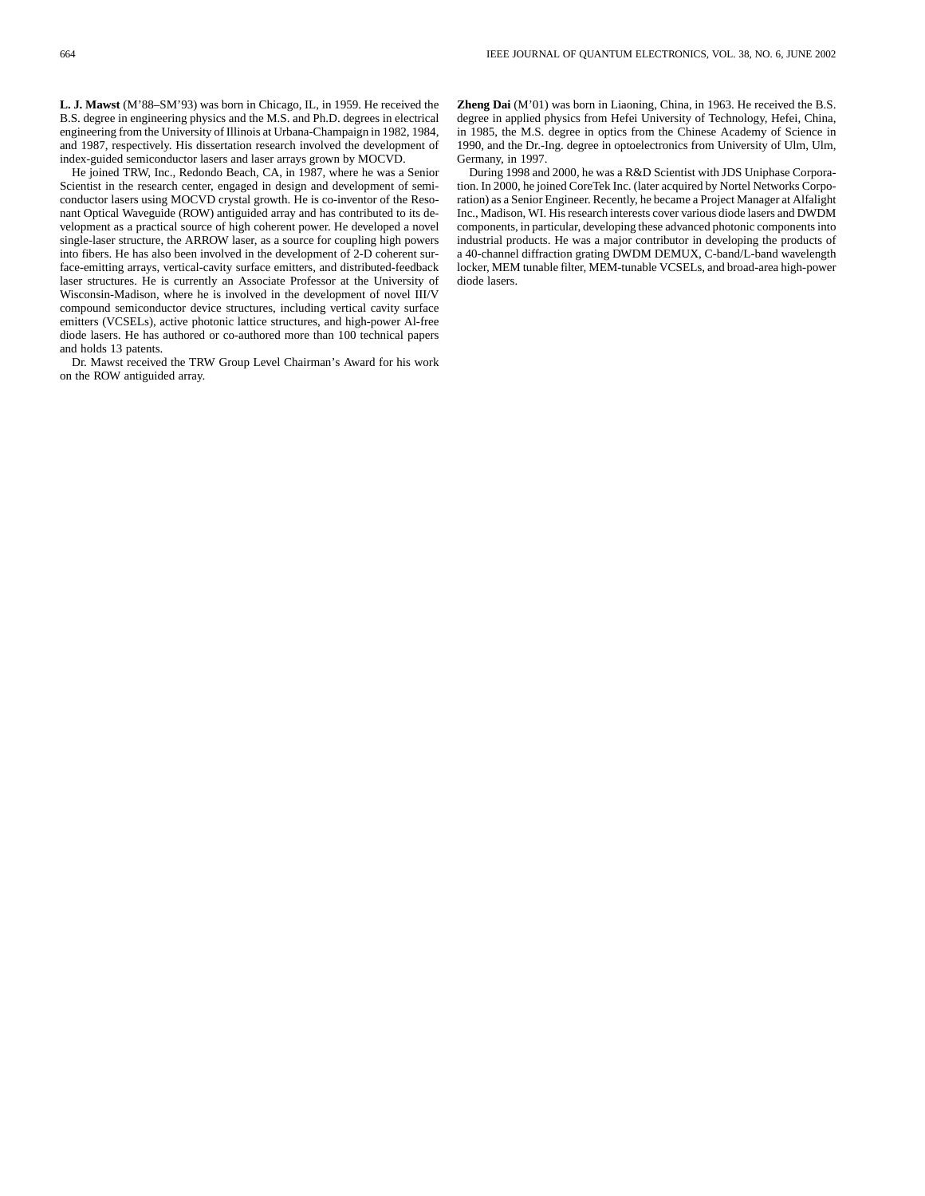**L. J. Mawst** (M'88–SM'93) was born in Chicago, IL, in 1959. He received the B.S. degree in engineering physics and the M.S. and Ph.D. degrees in electrical engineering from the University of Illinois at Urbana-Champaign in 1982, 1984, and 1987, respectively. His dissertation research involved the development of index-guided semiconductor lasers and laser arrays grown by MOCVD.

He joined TRW, Inc., Redondo Beach, CA, in 1987, where he was a Senior Scientist in the research center, engaged in design and development of semiconductor lasers using MOCVD crystal growth. He is co-inventor of the Resonant Optical Waveguide (ROW) antiguided array and has contributed to its development as a practical source of high coherent power. He developed a novel single-laser structure, the ARROW laser, as a source for coupling high powers into fibers. He has also been involved in the development of 2-D coherent surface-emitting arrays, vertical-cavity surface emitters, and distributed-feedback laser structures. He is currently an Associate Professor at the University of Wisconsin-Madison, where he is involved in the development of novel III/V compound semiconductor device structures, including vertical cavity surface emitters (VCSELs), active photonic lattice structures, and high-power Al-free diode lasers. He has authored or co-authored more than 100 technical papers and holds 13 patents.

Dr. Mawst received the TRW Group Level Chairman's Award for his work on the ROW antiguided array.

**Zheng Dai** (M'01) was born in Liaoning, China, in 1963. He received the B.S. degree in applied physics from Hefei University of Technology, Hefei, China, in 1985, the M.S. degree in optics from the Chinese Academy of Science in 1990, and the Dr.-Ing. degree in optoelectronics from University of Ulm, Ulm, Germany, in 1997.

During 1998 and 2000, he was a R&D Scientist with JDS Uniphase Corporation. In 2000, he joined CoreTek Inc. (later acquired by Nortel Networks Corporation) as a Senior Engineer. Recently, he became a Project Manager at Alfalight Inc., Madison, WI. His research interests cover various diode lasers and DWDM components, in particular, developing these advanced photonic components into industrial products. He was a major contributor in developing the products of a 40-channel diffraction grating DWDM DEMUX, C-band/L-band wavelength locker, MEM tunable filter, MEM-tunable VCSELs, and broad-area high-power diode lasers.